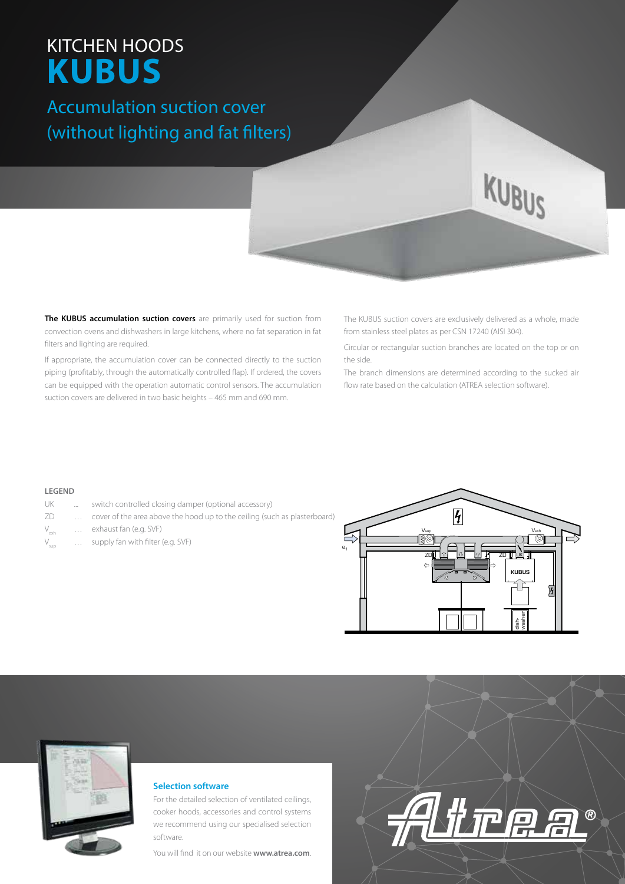# KITCHEN HOODS
# KUBUS

## Accumulation suction cover (without lighting and fat filters)

**The KUBUS accumulation suction covers** are primarily used for suction from convection ovens and dishwashers in large kitchens, where no fat separation in fat filters and lighting are required.

If appropriate, the accumulation cover can be connected directly to the suction piping (profitably, through the automatically controlled flap). If ordered, the covers can be equipped with the operation automatic control sensors. The accumulation suction covers are delivered in two basic heights – 465 mm and 690 mm.

The KUBUS suction covers are exclusively delivered as a whole, made from stainless steel plates as per CSN 17240 (AISI 304).

Circular or rectangular suction branches are located on the top or on the side.

The branch dimensions are determined according to the sucked air flow rate based on the calculation (ATREA selection software).

**LEGEND**

- UK ... switch controlled closing damper (optional accessory)
- ZD ... cover of the area above the hood up to the ceiling (such as plasterboard)
- $V_{exh}$ ... exhaust fan (e.g. SVF)
- $V_{sup}$ ... supply fan with filter (e.g. SVF)

### Selection software

For the detailed selection of ventilated ceilings, cooker hoods, accessories and control systems we recommend using our specialised selection software.

You will find it on our website **www.atrea.com**.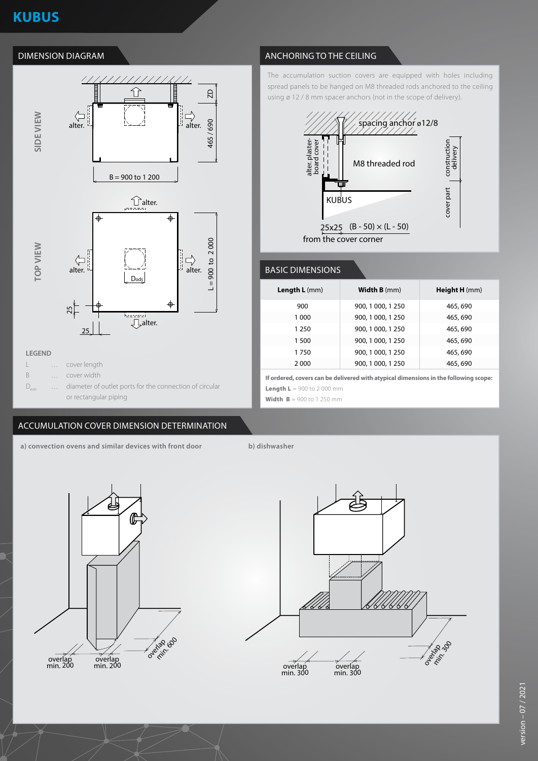# KUBUS

## DIMENSION DIAGRAM

SIDE VIEW

alter.

alter.

ZD

465 / 690

B = 900 to 1 200

TOP VIEW

alter.

alter.

alter.

alter.

Dods

L = 900 to 2 000

25

25

**LEGEND**

L … cover length

B … cover width

$D_{exh}$ … diameter of outlet ports for the connection of circular or rectangular piping

## ANCHORING TO THE CEILING

The accumulation suction covers are equipped with holes including spread panels to be hanged on M8 threaded rods anchored to the ceiling using ø 12 / 8 mm spacer anchors (not in the scope of delivery).

spacing anchor ø12/8

alter. plaster-board cover

M8 threaded rod

construction delivery

KUBUS

cover part

25x25 (B - 50) × (L - 50)

from the cover corner

## BASIC DIMENSIONS

| **Length L** (mm) | **Width B** (mm) | **Height H** (mm) |
|---|---|---|
| 900 | 900, 1 000, 1 250 | 465, 690 |
| 1 000 | 900, 1 000, 1 250 | 465, 690 |
| 1 250 | 900, 1 000, 1 250 | 465, 690 |
| 1 500 | 900, 1 000, 1 250 | 465, 690 |
| 1 750 | 900, 1 000, 1 250 | 465, 690 |
| 2 000 | 900, 1 000, 1 250 | 465, 690 |

**If ordered, covers can be delivered with atypical dimensions in the following scope:**

**Length L** = 900 to 2 000 mm

**Width B** = 900 to 1 250 mm

## ACCUMULATION COVER DIMENSION DETERMINATION

**a) convection ovens and similar devices with front door**

overlap min. 200

overlap min. 200

overlap min. 600

**b) dishwasher**

overlap min. 300

overlap min. 300

overlap min. 300

version - 07 / 2021